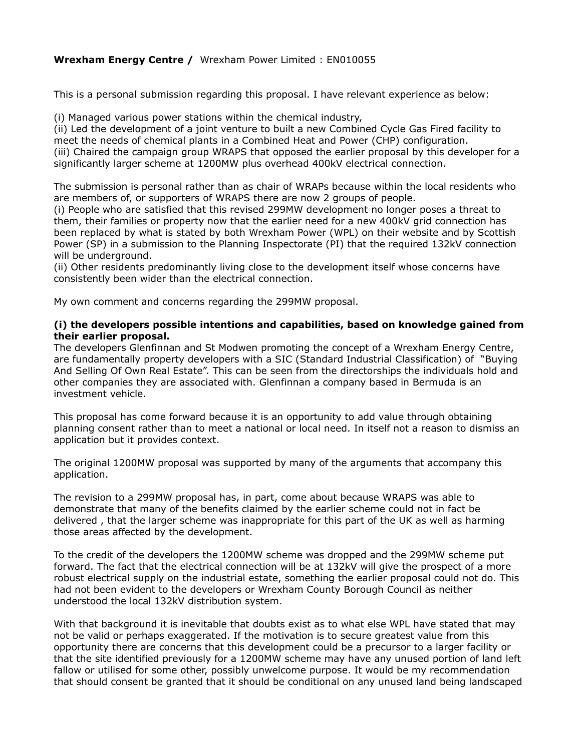**Wrexham Energy Centre /** Wrexham Power Limited : EN010055

This is a personal submission regarding this proposal. I have relevant experience as below:

(i) Managed various power stations within the chemical industry,
(ii) Led the development of a joint venture to built a new Combined Cycle Gas Fired facility to meet the needs of chemical plants in a Combined Heat and Power (CHP) configuration.
(iii) Chaired the campaign group WRAPS that opposed the earlier proposal by this developer for a significantly larger scheme at 1200MW plus overhead 400kV electrical connection.

The submission is personal rather than as chair of WRAPs because within the local residents who are members of, or supporters of WRAPS there are now 2 groups of people.
(i) People who are satisfied that this revised 299MW development no longer poses a threat to them, their families or property now that the earlier need for a new 400kV grid connection has been replaced by what is stated by both Wrexham Power (WPL) on their website and by Scottish Power (SP) in a submission to the Planning Inspectorate (PI) that the required 132kV connection will be underground.
(ii) Other residents predominantly living close to the development itself whose concerns have consistently been wider than the electrical connection.

My own comment and concerns regarding the 299MW proposal.

**(i) the developers possible intentions and capabilities, based on knowledge gained from their earlier proposal.**
The developers Glenfinnan and St Modwen promoting the concept of a Wrexham Energy Centre, are fundamentally property developers with a SIC (Standard Industrial Classification) of "Buying And Selling Of Own Real Estate". This can be seen from the directorships the individuals hold and other companies they are associated with. Glenfinnan a company based in Bermuda is an investment vehicle.

This proposal has come forward because it is an opportunity to add value through obtaining planning consent rather than to meet a national or local need. In itself not a reason to dismiss an application but it provides context.

The original 1200MW proposal was supported by many of the arguments that accompany this application.

The revision to a 299MW proposal has, in part, come about because WRAPS was able to demonstrate that many of the benefits claimed by the earlier scheme could not in fact be delivered , that the larger scheme was inappropriate for this part of the UK as well as harming those areas affected by the development.

To the credit of the developers the 1200MW scheme was dropped and the 299MW scheme put forward. The fact that the electrical connection will be at 132kV will give the prospect of a more robust electrical supply on the industrial estate, something the earlier proposal could not do. This had not been evident to the developers or Wrexham County Borough Council as neither understood the local 132kV distribution system.

With that background it is inevitable that doubts exist as to what else WPL have stated that may not be valid or perhaps exaggerated. If the motivation is to secure greatest value from this opportunity there are concerns that this development could be a precursor to a larger facility or that the site identified previously for a 1200MW scheme may have any unused portion of land left fallow or utilised for some other, possibly unwelcome purpose. It would be my recommendation that should consent be granted that it should be conditional on any unused land being landscaped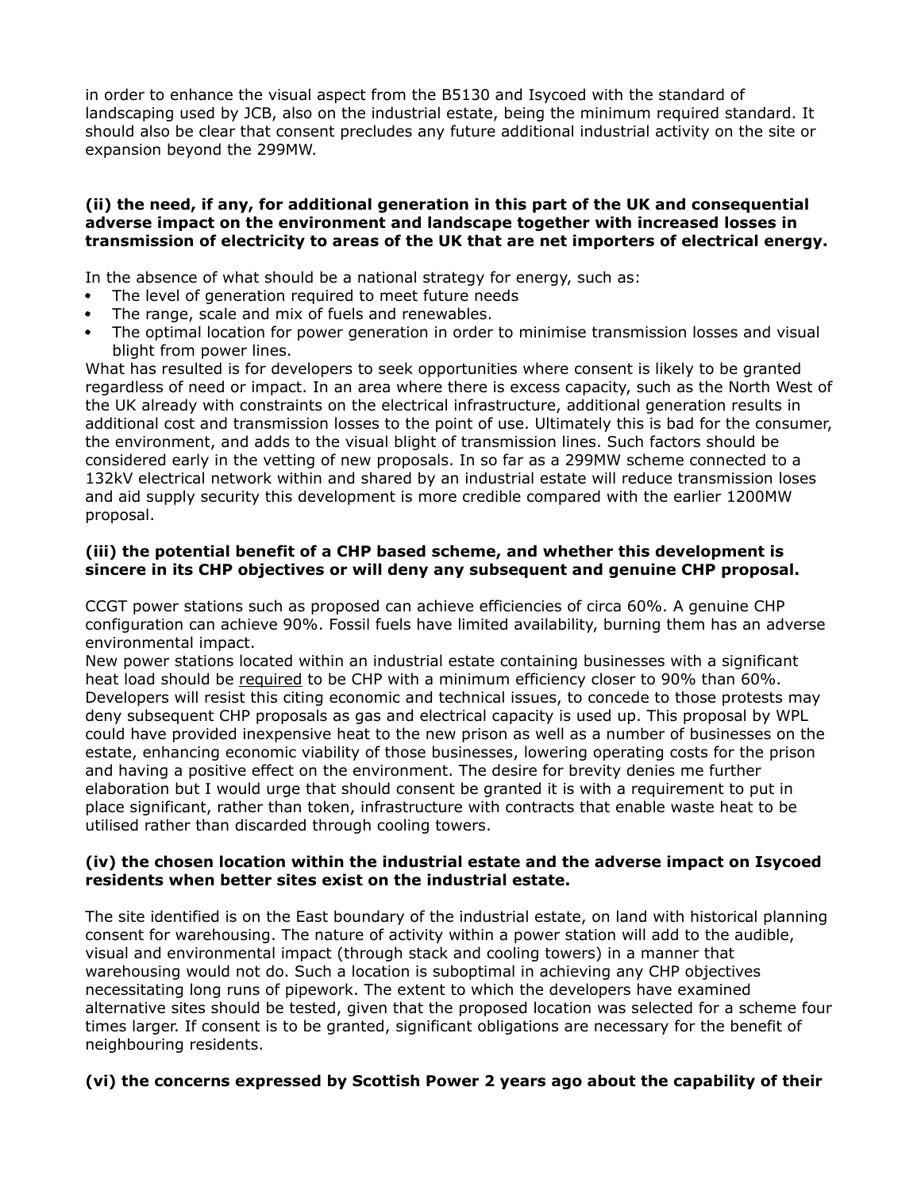in order to enhance the visual aspect from the B5130 and Isycoed with the standard of landscaping used by JCB, also on the industrial estate, being the minimum required standard. It should also be clear that consent precludes any future additional industrial activity on the site or expansion beyond the 299MW.

**(ii) the need, if any, for additional generation in this part of the UK and consequential adverse impact on the environment and landscape together with increased losses in transmission of electricity to areas of the UK that are net importers of electrical energy.**

In the absence of what should be a national strategy for energy, such as:

- The level of generation required to meet future needs
- The range, scale and mix of fuels and renewables.
- The optimal location for power generation in order to minimise transmission losses and visual blight from power lines.

What has resulted is for developers to seek opportunities where consent is likely to be granted regardless of need or impact. In an area where there is excess capacity, such as the North West of the UK already with constraints on the electrical infrastructure, additional generation results in additional cost and transmission losses to the point of use. Ultimately this is bad for the consumer, the environment, and adds to the visual blight of transmission lines. Such factors should be considered early in the vetting of new proposals. In so far as a 299MW scheme connected to a 132kV electrical network within and shared by an industrial estate will reduce transmission loses and aid supply security this development is more credible compared with the earlier 1200MW proposal.

**(iii) the potential benefit of a CHP based scheme, and whether this development is sincere in its CHP objectives or will deny any subsequent and genuine CHP proposal.**

CCGT power stations such as proposed can achieve efficiencies of circa 60%. A genuine CHP configuration can achieve 90%. Fossil fuels have limited availability, burning them has an adverse environmental impact.
New power stations located within an industrial estate containing businesses with a significant heat load should be <u>required</u> to be CHP with a minimum efficiency closer to 90% than 60%. Developers will resist this citing economic and technical issues, to concede to those protests may deny subsequent CHP proposals as gas and electrical capacity is used up. This proposal by WPL could have provided inexpensive heat to the new prison as well as a number of businesses on the estate, enhancing economic viability of those businesses, lowering operating costs for the prison and having a positive effect on the environment. The desire for brevity denies me further elaboration but I would urge that should consent be granted it is with a requirement to put in place significant, rather than token, infrastructure with contracts that enable waste heat to be utilised rather than discarded through cooling towers.

**(iv) the chosen location within the industrial estate and the adverse impact on Isycoed residents when better sites exist on the industrial estate.**

The site identified is on the East boundary of the industrial estate, on land with historical planning consent for warehousing. The nature of activity within a power station will add to the audible, visual and environmental impact (through stack and cooling towers) in a manner that warehousing would not do. Such a location is suboptimal in achieving any CHP objectives necessitating long runs of pipework. The extent to which the developers have examined alternative sites should be tested, given that the proposed location was selected for a scheme four times larger. If consent is to be granted, significant obligations are necessary for the benefit of neighbouring residents.

**(vi) the concerns expressed by Scottish Power 2 years ago about the capability of their**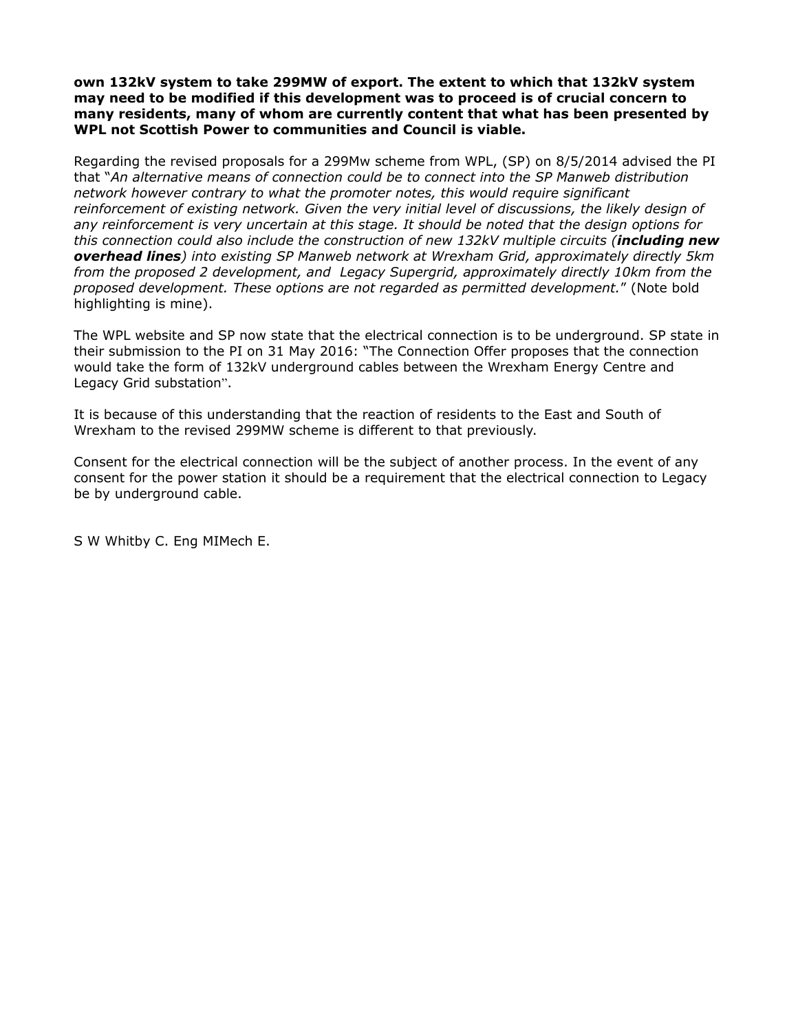**own 132kV system to take 299MW of export. The extent to which that 132kV system may need to be modified if this development was to proceed is of crucial concern to many residents, many of whom are currently content that what has been presented by WPL not Scottish Power to communities and Council is viable.**

Regarding the revised proposals for a 299Mw scheme from WPL, (SP) on 8/5/2014 advised the PI that "*An alternative means of connection could be to connect into the SP Manweb distribution network however contrary to what the promoter notes, this would require significant reinforcement of existing network. Given the very initial level of discussions, the likely design of any reinforcement is very uncertain at this stage. It should be noted that the design options for this connection could also include the construction of new 132kV multiple circuits (**including new overhead lines**) into existing SP Manweb network at Wrexham Grid, approximately directly 5km from the proposed 2 development, and Legacy Supergrid, approximately directly 10km from the proposed development. These options are not regarded as permitted development.*" (Note bold highlighting is mine).

The WPL website and SP now state that the electrical connection is to be underground. SP state in their submission to the PI on 31 May 2016: "The Connection Offer proposes that the connection would take the form of 132kV underground cables between the Wrexham Energy Centre and Legacy Grid substation".

It is because of this understanding that the reaction of residents to the East and South of Wrexham to the revised 299MW scheme is different to that previously.

Consent for the electrical connection will be the subject of another process. In the event of any consent for the power station it should be a requirement that the electrical connection to Legacy be by underground cable.

S W Whitby C. Eng MIMech E.